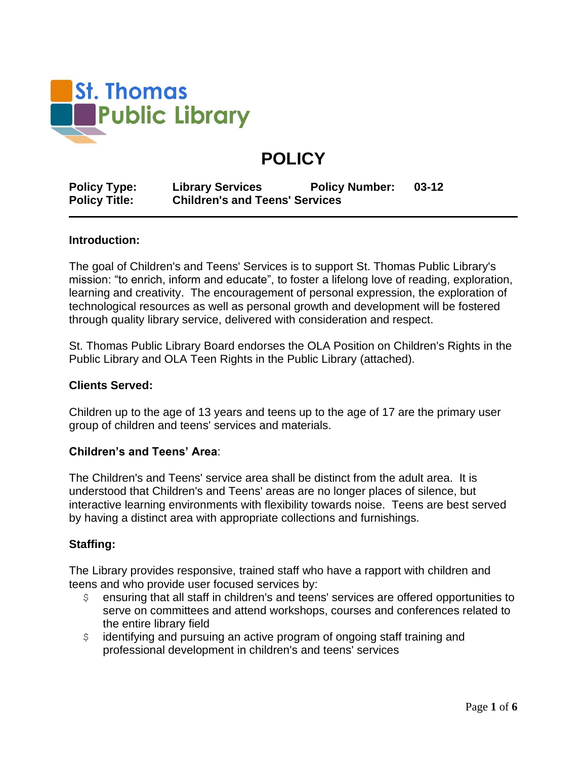St. Thomas Public Library

# POLICY

**Policy Type:** **Library Services** **Policy Number:** **03-12**
**Policy Title:** **Children's and Teens' Services**

---

**Introduction:**

The goal of Children's and Teens' Services is to support St. Thomas Public Library's mission: "to enrich, inform and educate", to foster a lifelong love of reading, exploration, learning and creativity. The encouragement of personal expression, the exploration of technological resources as well as personal growth and development will be fostered through quality library service, delivered with consideration and respect.

St. Thomas Public Library Board endorses the OLA Position on Children's Rights in the Public Library and OLA Teen Rights in the Public Library (attached).

**Clients Served:**

Children up to the age of 13 years and teens up to the age of 17 are the primary user group of children and teens' services and materials.

**Children's and Teens' Area**:

The Children's and Teens' service area shall be distinct from the adult area. It is understood that Children's and Teens' areas are no longer places of silence, but interactive learning environments with flexibility towards noise. Teens are best served by having a distinct area with appropriate collections and furnishings.

**Staffing:**

The Library provides responsive, trained staff who have a rapport with children and teens and who provide user focused services by:

- ensuring that all staff in children's and teens' services are offered opportunities to serve on committees and attend workshops, courses and conferences related to the entire library field
- identifying and pursuing an active program of ongoing staff training and professional development in children's and teens' services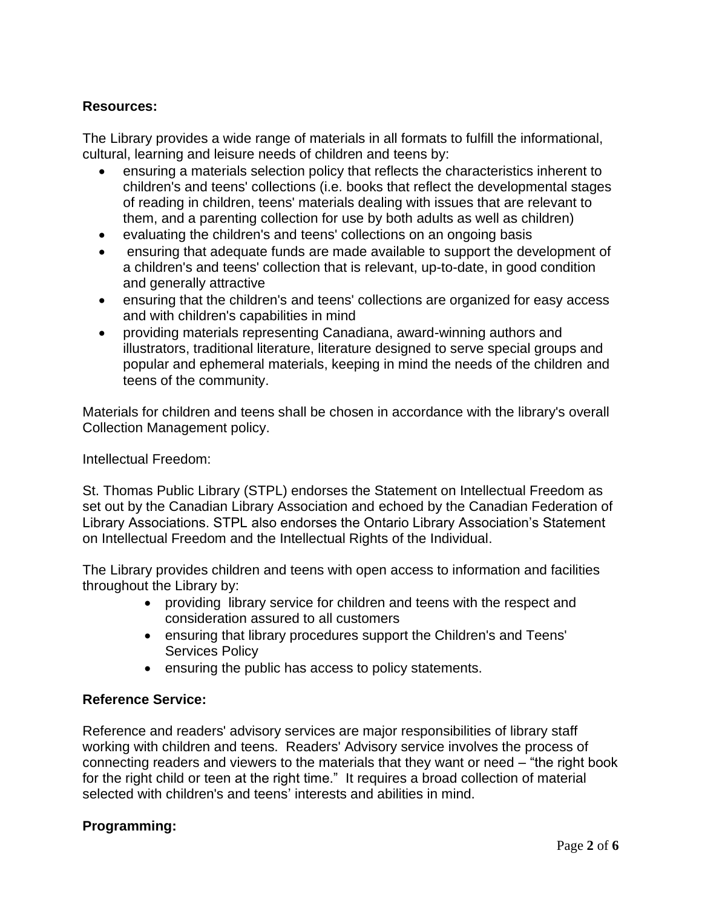**Resources:**

The Library provides a wide range of materials in all formats to fulfill the informational, cultural, learning and leisure needs of children and teens by:

- ensuring a materials selection policy that reflects the characteristics inherent to children's and teens' collections (i.e. books that reflect the developmental stages of reading in children, teens' materials dealing with issues that are relevant to them, and a parenting collection for use by both adults as well as children)
- evaluating the children's and teens' collections on an ongoing basis
- ensuring that adequate funds are made available to support the development of a children's and teens' collection that is relevant, up-to-date, in good condition and generally attractive
- ensuring that the children's and teens' collections are organized for easy access and with children's capabilities in mind
- providing materials representing Canadiana, award-winning authors and illustrators, traditional literature, literature designed to serve special groups and popular and ephemeral materials, keeping in mind the needs of the children and teens of the community.

Materials for children and teens shall be chosen in accordance with the library's overall Collection Management policy.

Intellectual Freedom:

St. Thomas Public Library (STPL) endorses the Statement on Intellectual Freedom as set out by the Canadian Library Association and echoed by the Canadian Federation of Library Associations. STPL also endorses the Ontario Library Association's Statement on Intellectual Freedom and the Intellectual Rights of the Individual.

The Library provides children and teens with open access to information and facilities throughout the Library by:

- providing library service for children and teens with the respect and consideration assured to all customers
- ensuring that library procedures support the Children's and Teens' Services Policy
- ensuring the public has access to policy statements.

**Reference Service:**

Reference and readers' advisory services are major responsibilities of library staff working with children and teens. Readers' Advisory service involves the process of connecting readers and viewers to the materials that they want or need – "the right book for the right child or teen at the right time." It requires a broad collection of material selected with children's and teens' interests and abilities in mind.

**Programming:**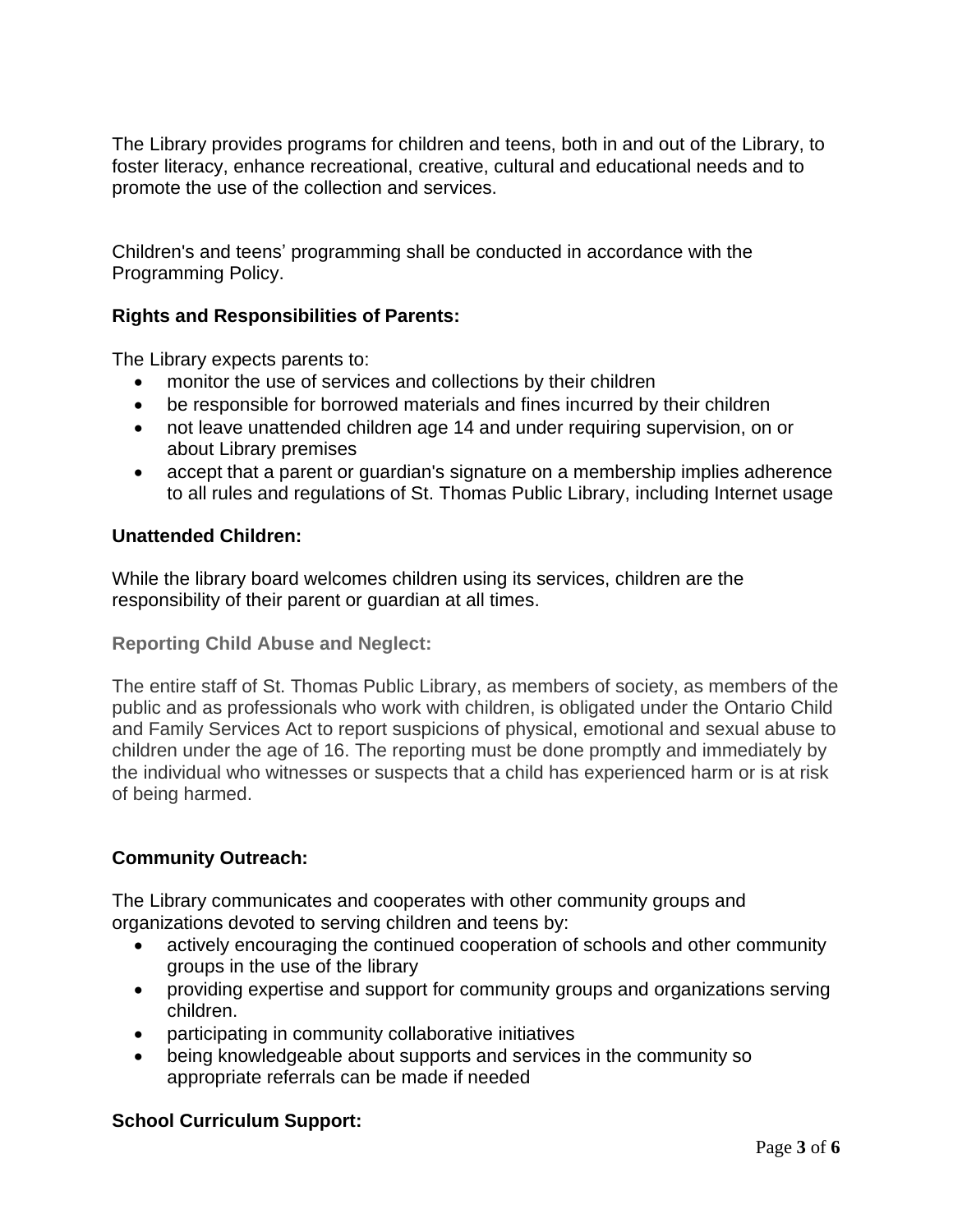The Library provides programs for children and teens, both in and out of the Library, to foster literacy, enhance recreational, creative, cultural and educational needs and to promote the use of the collection and services.

Children's and teens' programming shall be conducted in accordance with the Programming Policy.

**Rights and Responsibilities of Parents:**

The Library expects parents to:

- monitor the use of services and collections by their children
- be responsible for borrowed materials and fines incurred by their children
- not leave unattended children age 14 and under requiring supervision, on or about Library premises
- accept that a parent or guardian's signature on a membership implies adherence to all rules and regulations of St. Thomas Public Library, including Internet usage

**Unattended Children:**

While the library board welcomes children using its services, children are the responsibility of their parent or guardian at all times.

**Reporting Child Abuse and Neglect:**

The entire staff of St. Thomas Public Library, as members of society, as members of the public and as professionals who work with children, is obligated under the Ontario Child and Family Services Act to report suspicions of physical, emotional and sexual abuse to children under the age of 16. The reporting must be done promptly and immediately by the individual who witnesses or suspects that a child has experienced harm or is at risk of being harmed.

**Community Outreach:**

The Library communicates and cooperates with other community groups and organizations devoted to serving children and teens by:

- actively encouraging the continued cooperation of schools and other community groups in the use of the library
- providing expertise and support for community groups and organizations serving children.
- participating in community collaborative initiatives
- being knowledgeable about supports and services in the community so appropriate referrals can be made if needed

**School Curriculum Support:**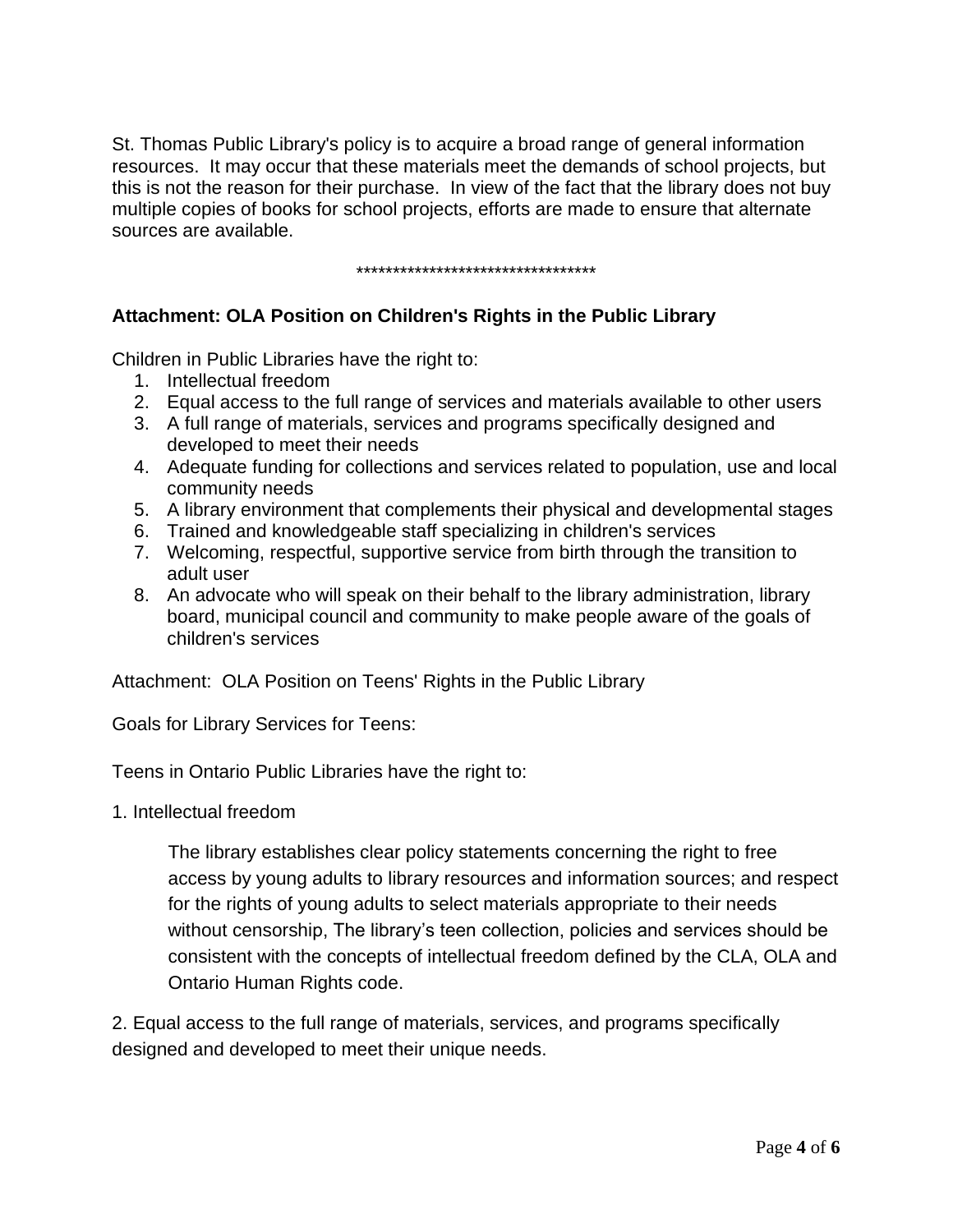St. Thomas Public Library's policy is to acquire a broad range of general information resources. It may occur that these materials meet the demands of school projects, but this is not the reason for their purchase. In view of the fact that the library does not buy multiple copies of books for school projects, efforts are made to ensure that alternate sources are available.

**********************************

**Attachment: OLA Position on Children's Rights in the Public Library**

Children in Public Libraries have the right to:

1. Intellectual freedom
2. Equal access to the full range of services and materials available to other users
3. A full range of materials, services and programs specifically designed and developed to meet their needs
4. Adequate funding for collections and services related to population, use and local community needs
5. A library environment that complements their physical and developmental stages
6. Trained and knowledgeable staff specializing in children's services
7. Welcoming, respectful, supportive service from birth through the transition to adult user
8. An advocate who will speak on their behalf to the library administration, library board, municipal council and community to make people aware of the goals of children's services

Attachment: OLA Position on Teens' Rights in the Public Library

Goals for Library Services for Teens:

Teens in Ontario Public Libraries have the right to:

1. Intellectual freedom

> The library establishes clear policy statements concerning the right to free access by young adults to library resources and information sources; and respect for the rights of young adults to select materials appropriate to their needs without censorship, The library's teen collection, policies and services should be consistent with the concepts of intellectual freedom defined by the CLA, OLA and Ontario Human Rights code.

2. Equal access to the full range of materials, services, and programs specifically designed and developed to meet their unique needs.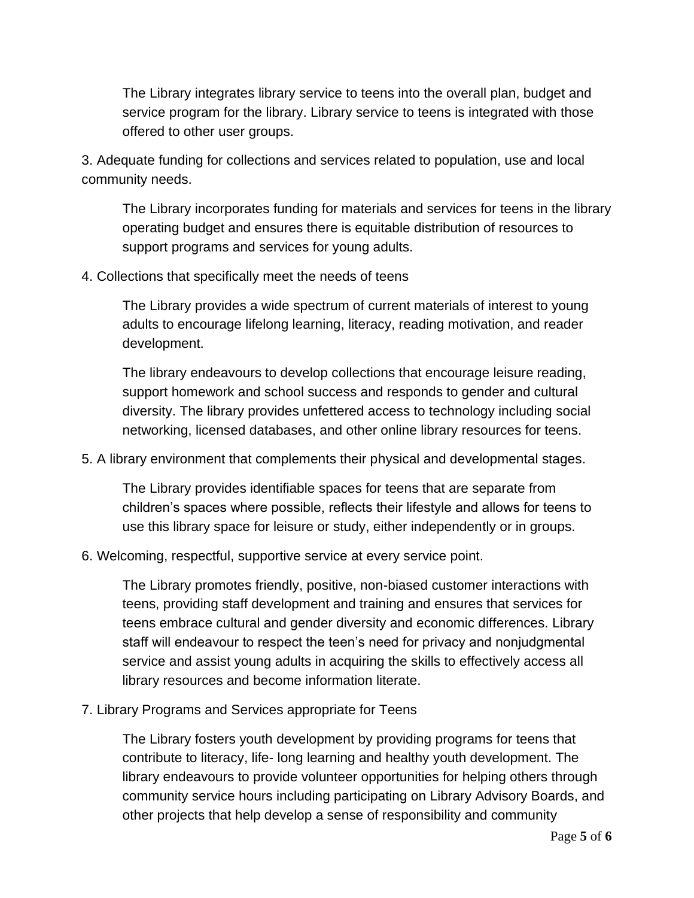The Library integrates library service to teens into the overall plan, budget and service program for the library. Library service to teens is integrated with those offered to other user groups.

3. Adequate funding for collections and services related to population, use and local community needs.

The Library incorporates funding for materials and services for teens in the library operating budget and ensures there is equitable distribution of resources to support programs and services for young adults.

4. Collections that specifically meet the needs of teens

The Library provides a wide spectrum of current materials of interest to young adults to encourage lifelong learning, literacy, reading motivation, and reader development.

The library endeavours to develop collections that encourage leisure reading, support homework and school success and responds to gender and cultural diversity. The library provides unfettered access to technology including social networking, licensed databases, and other online library resources for teens.

5. A library environment that complements their physical and developmental stages.

The Library provides identifiable spaces for teens that are separate from children's spaces where possible, reflects their lifestyle and allows for teens to use this library space for leisure or study, either independently or in groups.

6. Welcoming, respectful, supportive service at every service point.

The Library promotes friendly, positive, non-biased customer interactions with teens, providing staff development and training and ensures that services for teens embrace cultural and gender diversity and economic differences. Library staff will endeavour to respect the teen's need for privacy and nonjudgmental service and assist young adults in acquiring the skills to effectively access all library resources and become information literate.

7. Library Programs and Services appropriate for Teens

The Library fosters youth development by providing programs for teens that contribute to literacy, life- long learning and healthy youth development. The library endeavours to provide volunteer opportunities for helping others through community service hours including participating on Library Advisory Boards, and other projects that help develop a sense of responsibility and community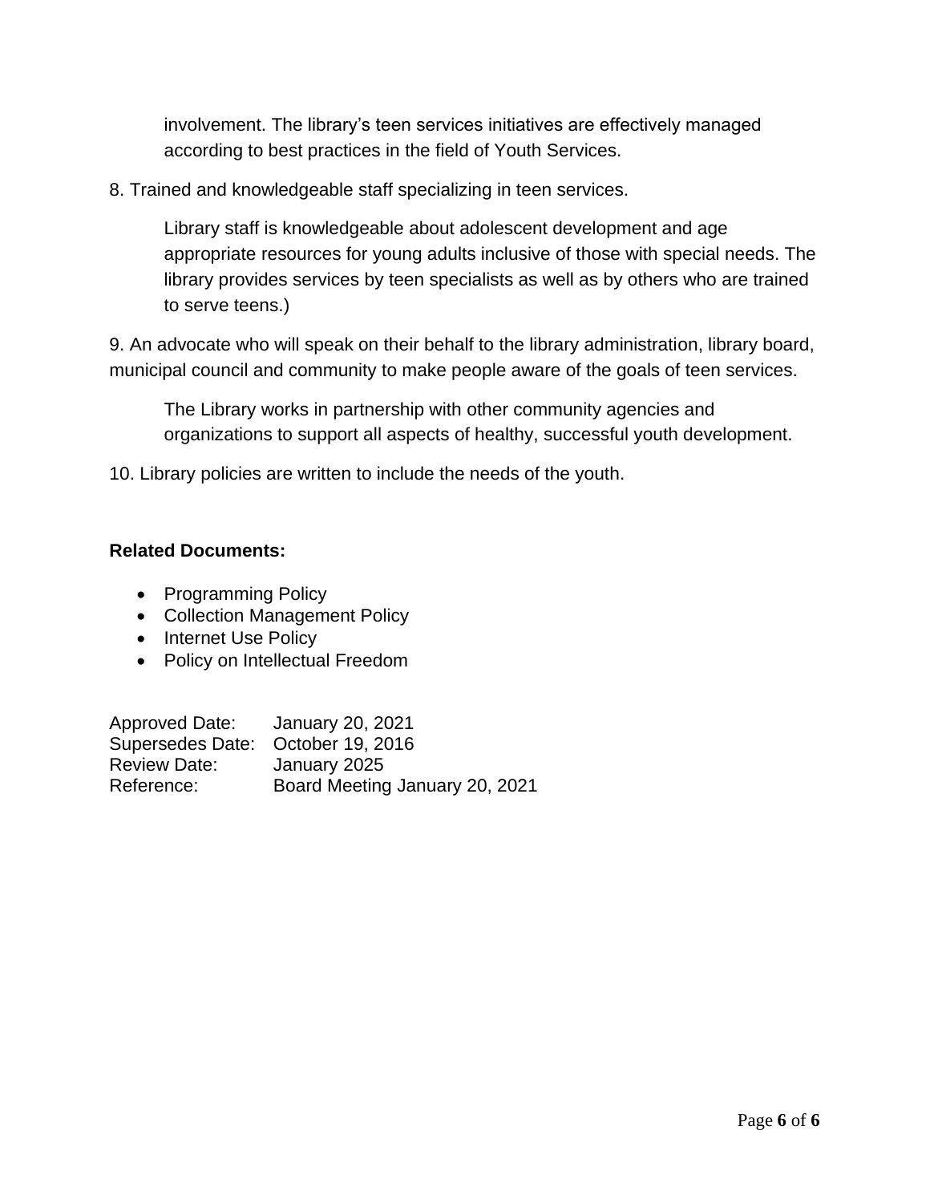involvement. The library's teen services initiatives are effectively managed according to best practices in the field of Youth Services.

8. Trained and knowledgeable staff specializing in teen services.

   Library staff is knowledgeable about adolescent development and age appropriate resources for young adults inclusive of those with special needs. The library provides services by teen specialists as well as by others who are trained to serve teens.)

9. An advocate who will speak on their behalf to the library administration, library board, municipal council and community to make people aware of the goals of teen services.

   The Library works in partnership with other community agencies and organizations to support all aspects of healthy, successful youth development.

10. Library policies are written to include the needs of the youth.

**Related Documents:**

- Programming Policy
- Collection Management Policy
- Internet Use Policy
- Policy on Intellectual Freedom

| | |
|---|---|
| Approved Date: | January 20, 2021 |
| Supersedes Date: | October 19, 2016 |
| Review Date: | January 2025 |
| Reference: | Board Meeting January 20, 2021 |